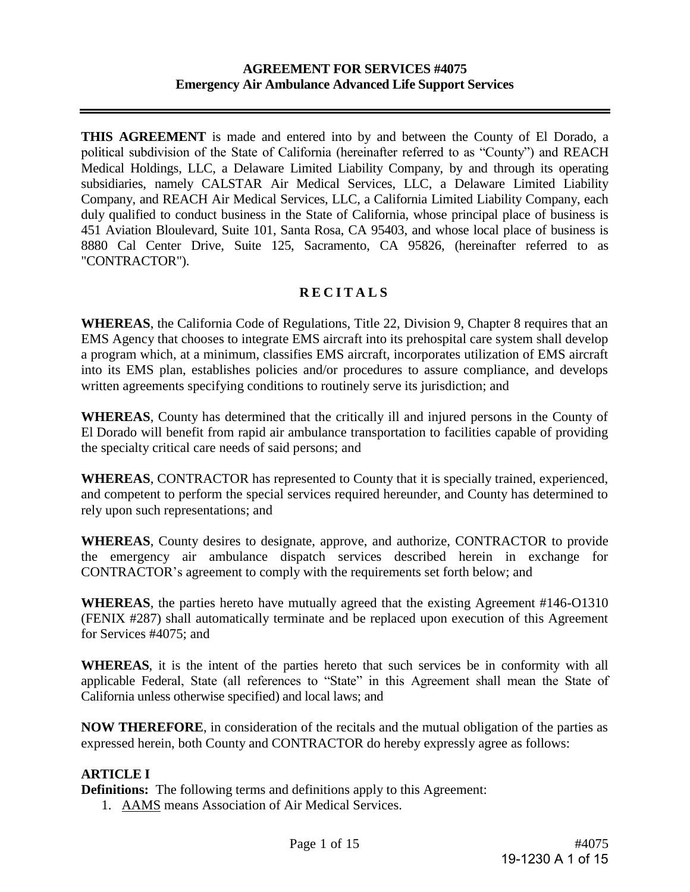**AGREEMENT FOR SERVICES #4075**
**Emergency Air Ambulance Advanced Life Support Services**

---

**THIS AGREEMENT** is made and entered into by and between the County of El Dorado, a political subdivision of the State of California (hereinafter referred to as "County") and REACH Medical Holdings, LLC, a Delaware Limited Liability Company, by and through its operating subsidiaries, namely CALSTAR Air Medical Services, LLC, a Delaware Limited Liability Company, and REACH Air Medical Services, LLC, a California Limited Liability Company, each duly qualified to conduct business in the State of California, whose principal place of business is 451 Aviation Bloulevard, Suite 101, Santa Rosa, CA 95403, and whose local place of business is 8880 Cal Center Drive, Suite 125, Sacramento, CA 95826, (hereinafter referred to as "CONTRACTOR").

## R E C I T A L S

**WHEREAS**, the California Code of Regulations, Title 22, Division 9, Chapter 8 requires that an EMS Agency that chooses to integrate EMS aircraft into its prehospital care system shall develop a program which, at a minimum, classifies EMS aircraft, incorporates utilization of EMS aircraft into its EMS plan, establishes policies and/or procedures to assure compliance, and develops written agreements specifying conditions to routinely serve its jurisdiction; and

**WHEREAS**, County has determined that the critically ill and injured persons in the County of El Dorado will benefit from rapid air ambulance transportation to facilities capable of providing the specialty critical care needs of said persons; and

**WHEREAS**, CONTRACTOR has represented to County that it is specially trained, experienced, and competent to perform the special services required hereunder, and County has determined to rely upon such representations; and

**WHEREAS**, County desires to designate, approve, and authorize, CONTRACTOR to provide the emergency air ambulance dispatch services described herein in exchange for CONTRACTOR's agreement to comply with the requirements set forth below; and

**WHEREAS**, the parties hereto have mutually agreed that the existing Agreement #146-O1310 (FENIX #287) shall automatically terminate and be replaced upon execution of this Agreement for Services #4075; and

**WHEREAS**, it is the intent of the parties hereto that such services be in conformity with all applicable Federal, State (all references to "State" in this Agreement shall mean the State of California unless otherwise specified) and local laws; and

**NOW THEREFORE**, in consideration of the recitals and the mutual obligation of the parties as expressed herein, both County and CONTRACTOR do hereby expressly agree as follows:

**ARTICLE I**

**Definitions:** The following terms and definitions apply to this Agreement:

1. AAMS means Association of Air Medical Services.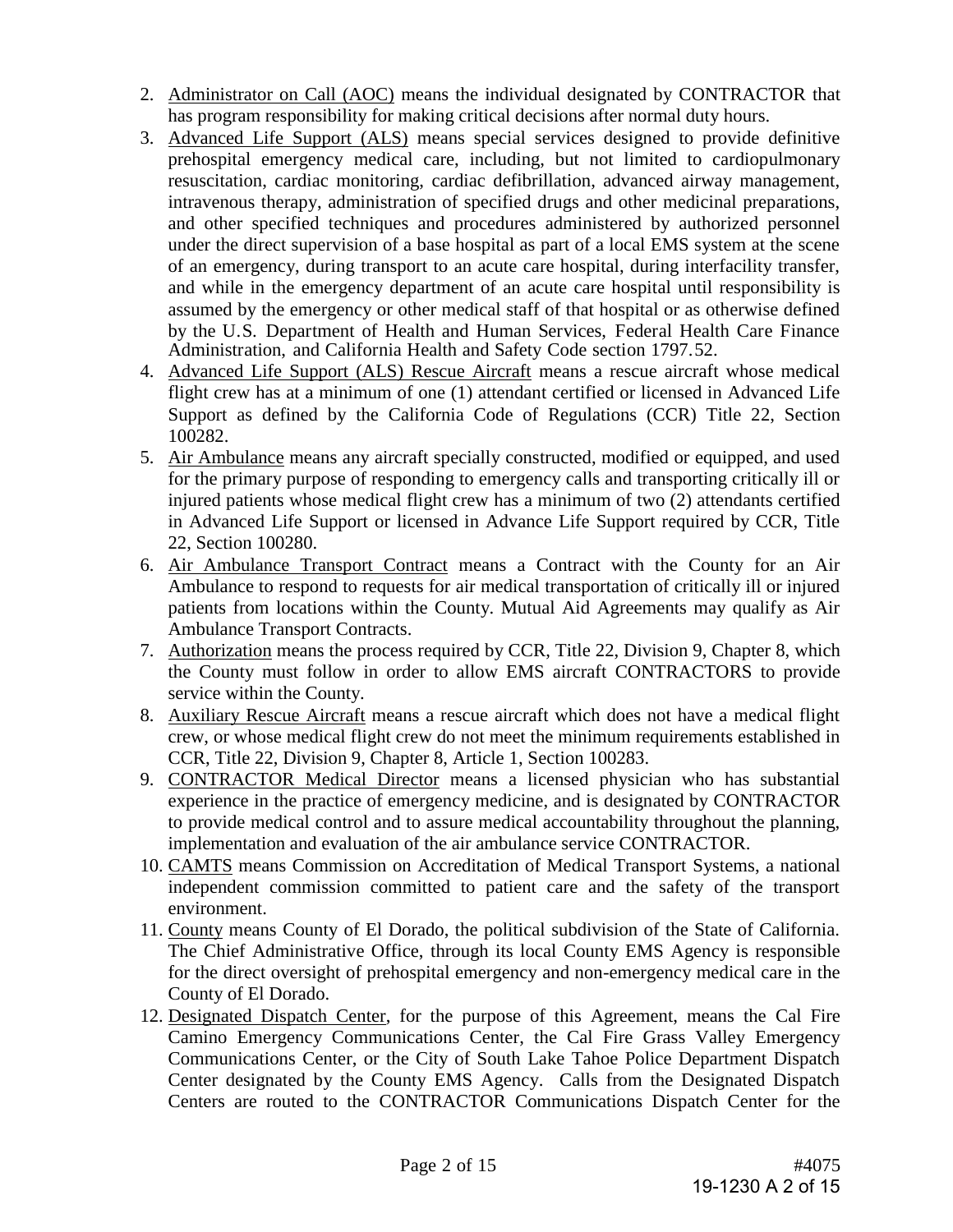2. Administrator on Call (AOC) means the individual designated by CONTRACTOR that has program responsibility for making critical decisions after normal duty hours.
3. Advanced Life Support (ALS) means special services designed to provide definitive prehospital emergency medical care, including, but not limited to cardiopulmonary resuscitation, cardiac monitoring, cardiac defibrillation, advanced airway management, intravenous therapy, administration of specified drugs and other medicinal preparations, and other specified techniques and procedures administered by authorized personnel under the direct supervision of a base hospital as part of a local EMS system at the scene of an emergency, during transport to an acute care hospital, during interfacility transfer, and while in the emergency department of an acute care hospital until responsibility is assumed by the emergency or other medical staff of that hospital or as otherwise defined by the U.S. Department of Health and Human Services, Federal Health Care Finance Administration, and California Health and Safety Code section 1797.52.
4. Advanced Life Support (ALS) Rescue Aircraft means a rescue aircraft whose medical flight crew has at a minimum of one (1) attendant certified or licensed in Advanced Life Support as defined by the California Code of Regulations (CCR) Title 22, Section 100282.
5. Air Ambulance means any aircraft specially constructed, modified or equipped, and used for the primary purpose of responding to emergency calls and transporting critically ill or injured patients whose medical flight crew has a minimum of two (2) attendants certified in Advanced Life Support or licensed in Advance Life Support required by CCR, Title 22, Section 100280.
6. Air Ambulance Transport Contract means a Contract with the County for an Air Ambulance to respond to requests for air medical transportation of critically ill or injured patients from locations within the County. Mutual Aid Agreements may qualify as Air Ambulance Transport Contracts.
7. Authorization means the process required by CCR, Title 22, Division 9, Chapter 8, which the County must follow in order to allow EMS aircraft CONTRACTORS to provide service within the County.
8. Auxiliary Rescue Aircraft means a rescue aircraft which does not have a medical flight crew, or whose medical flight crew do not meet the minimum requirements established in CCR, Title 22, Division 9, Chapter 8, Article 1, Section 100283.
9. CONTRACTOR Medical Director means a licensed physician who has substantial experience in the practice of emergency medicine, and is designated by CONTRACTOR to provide medical control and to assure medical accountability throughout the planning, implementation and evaluation of the air ambulance service CONTRACTOR.
10. CAMTS means Commission on Accreditation of Medical Transport Systems, a national independent commission committed to patient care and the safety of the transport environment.
11. County means County of El Dorado, the political subdivision of the State of California. The Chief Administrative Office, through its local County EMS Agency is responsible for the direct oversight of prehospital emergency and non-emergency medical care in the County of El Dorado.
12. Designated Dispatch Center, for the purpose of this Agreement, means the Cal Fire Camino Emergency Communications Center, the Cal Fire Grass Valley Emergency Communications Center, or the City of South Lake Tahoe Police Department Dispatch Center designated by the County EMS Agency. Calls from the Designated Dispatch Centers are routed to the CONTRACTOR Communications Dispatch Center for the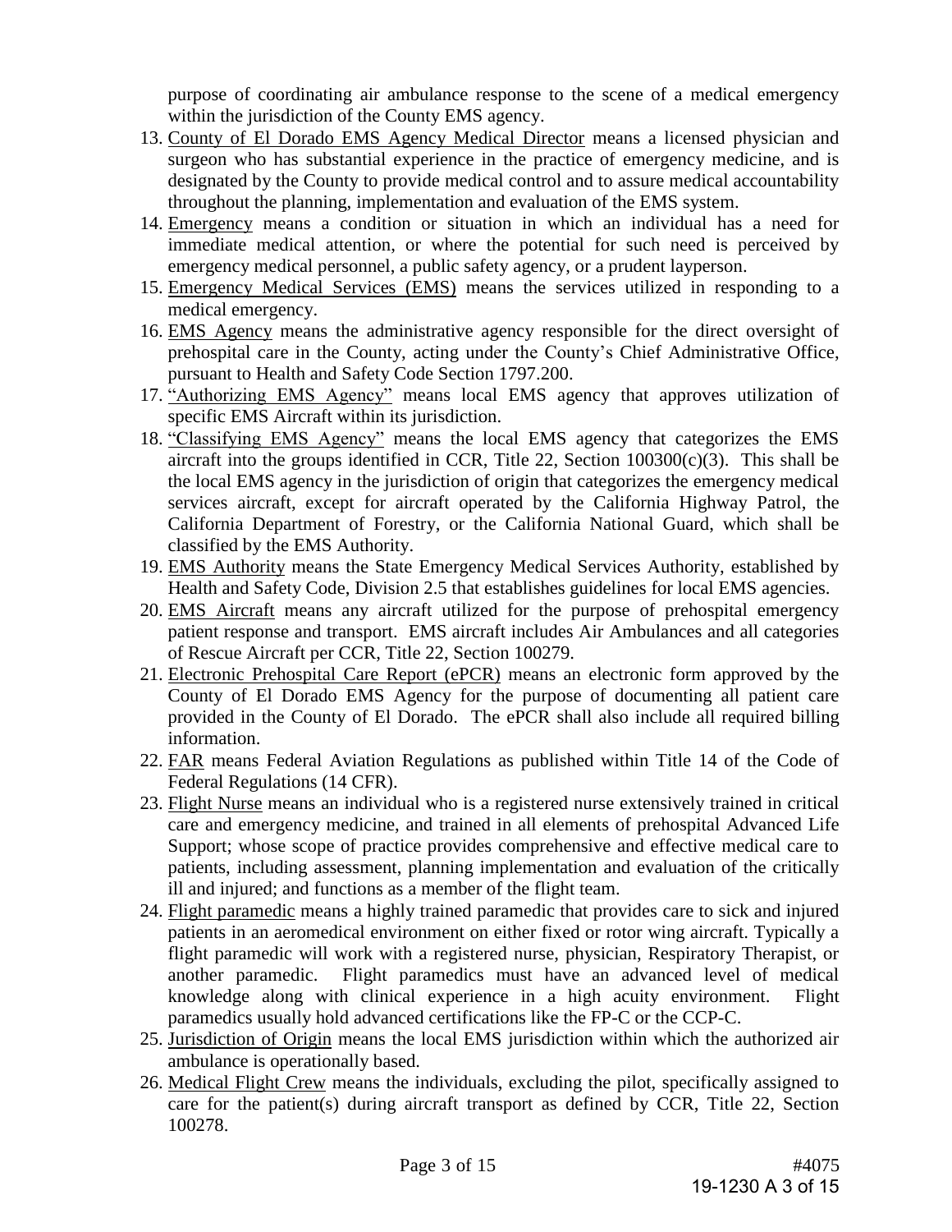purpose of coordinating air ambulance response to the scene of a medical emergency within the jurisdiction of the County EMS agency.

13. County of El Dorado EMS Agency Medical Director means a licensed physician and surgeon who has substantial experience in the practice of emergency medicine, and is designated by the County to provide medical control and to assure medical accountability throughout the planning, implementation and evaluation of the EMS system.
14. Emergency means a condition or situation in which an individual has a need for immediate medical attention, or where the potential for such need is perceived by emergency medical personnel, a public safety agency, or a prudent layperson.
15. Emergency Medical Services (EMS) means the services utilized in responding to a medical emergency.
16. EMS Agency means the administrative agency responsible for the direct oversight of prehospital care in the County, acting under the County's Chief Administrative Office, pursuant to Health and Safety Code Section 1797.200.
17. "Authorizing EMS Agency" means local EMS agency that approves utilization of specific EMS Aircraft within its jurisdiction.
18. "Classifying EMS Agency" means the local EMS agency that categorizes the EMS aircraft into the groups identified in CCR, Title 22, Section 100300(c)(3). This shall be the local EMS agency in the jurisdiction of origin that categorizes the emergency medical services aircraft, except for aircraft operated by the California Highway Patrol, the California Department of Forestry, or the California National Guard, which shall be classified by the EMS Authority.
19. EMS Authority means the State Emergency Medical Services Authority, established by Health and Safety Code, Division 2.5 that establishes guidelines for local EMS agencies.
20. EMS Aircraft means any aircraft utilized for the purpose of prehospital emergency patient response and transport. EMS aircraft includes Air Ambulances and all categories of Rescue Aircraft per CCR, Title 22, Section 100279.
21. Electronic Prehospital Care Report (ePCR) means an electronic form approved by the County of El Dorado EMS Agency for the purpose of documenting all patient care provided in the County of El Dorado. The ePCR shall also include all required billing information.
22. FAR means Federal Aviation Regulations as published within Title 14 of the Code of Federal Regulations (14 CFR).
23. Flight Nurse means an individual who is a registered nurse extensively trained in critical care and emergency medicine, and trained in all elements of prehospital Advanced Life Support; whose scope of practice provides comprehensive and effective medical care to patients, including assessment, planning implementation and evaluation of the critically ill and injured; and functions as a member of the flight team.
24. Flight paramedic means a highly trained paramedic that provides care to sick and injured patients in an aeromedical environment on either fixed or rotor wing aircraft. Typically a flight paramedic will work with a registered nurse, physician, Respiratory Therapist, or another paramedic. Flight paramedics must have an advanced level of medical knowledge along with clinical experience in a high acuity environment. Flight paramedics usually hold advanced certifications like the FP-C or the CCP-C.
25. Jurisdiction of Origin means the local EMS jurisdiction within which the authorized air ambulance is operationally based.
26. Medical Flight Crew means the individuals, excluding the pilot, specifically assigned to care for the patient(s) during aircraft transport as defined by CCR, Title 22, Section 100278.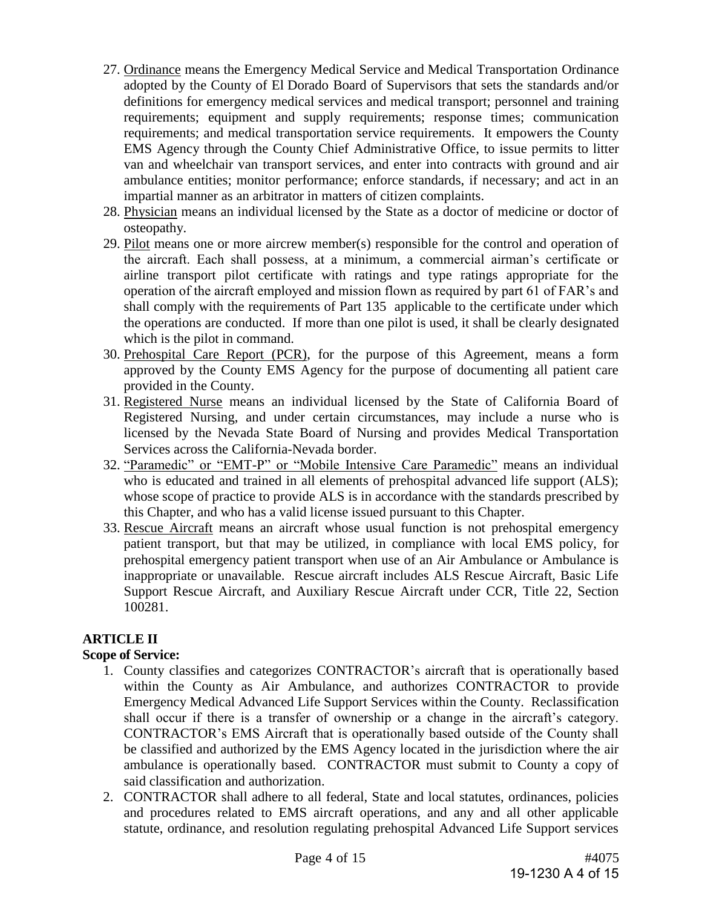27. Ordinance means the Emergency Medical Service and Medical Transportation Ordinance adopted by the County of El Dorado Board of Supervisors that sets the standards and/or definitions for emergency medical services and medical transport; personnel and training requirements; equipment and supply requirements; response times; communication requirements; and medical transportation service requirements. It empowers the County EMS Agency through the County Chief Administrative Office, to issue permits to litter van and wheelchair van transport services, and enter into contracts with ground and air ambulance entities; monitor performance; enforce standards, if necessary; and act in an impartial manner as an arbitrator in matters of citizen complaints.
28. Physician means an individual licensed by the State as a doctor of medicine or doctor of osteopathy.
29. Pilot means one or more aircrew member(s) responsible for the control and operation of the aircraft. Each shall possess, at a minimum, a commercial airman's certificate or airline transport pilot certificate with ratings and type ratings appropriate for the operation of the aircraft employed and mission flown as required by part 61 of FAR's and shall comply with the requirements of Part 135 applicable to the certificate under which the operations are conducted. If more than one pilot is used, it shall be clearly designated which is the pilot in command.
30. Prehospital Care Report (PCR), for the purpose of this Agreement, means a form approved by the County EMS Agency for the purpose of documenting all patient care provided in the County.
31. Registered Nurse means an individual licensed by the State of California Board of Registered Nursing, and under certain circumstances, may include a nurse who is licensed by the Nevada State Board of Nursing and provides Medical Transportation Services across the California-Nevada border.
32. "Paramedic" or "EMT-P" or "Mobile Intensive Care Paramedic" means an individual who is educated and trained in all elements of prehospital advanced life support (ALS); whose scope of practice to provide ALS is in accordance with the standards prescribed by this Chapter, and who has a valid license issued pursuant to this Chapter.
33. Rescue Aircraft means an aircraft whose usual function is not prehospital emergency patient transport, but that may be utilized, in compliance with local EMS policy, for prehospital emergency patient transport when use of an Air Ambulance or Ambulance is inappropriate or unavailable. Rescue aircraft includes ALS Rescue Aircraft, Basic Life Support Rescue Aircraft, and Auxiliary Rescue Aircraft under CCR, Title 22, Section 100281.

**ARTICLE II**

**Scope of Service:**

1. County classifies and categorizes CONTRACTOR's aircraft that is operationally based within the County as Air Ambulance, and authorizes CONTRACTOR to provide Emergency Medical Advanced Life Support Services within the County. Reclassification shall occur if there is a transfer of ownership or a change in the aircraft's category. CONTRACTOR's EMS Aircraft that is operationally based outside of the County shall be classified and authorized by the EMS Agency located in the jurisdiction where the air ambulance is operationally based. CONTRACTOR must submit to County a copy of said classification and authorization.
2. CONTRACTOR shall adhere to all federal, State and local statutes, ordinances, policies and procedures related to EMS aircraft operations, and any and all other applicable statute, ordinance, and resolution regulating prehospital Advanced Life Support services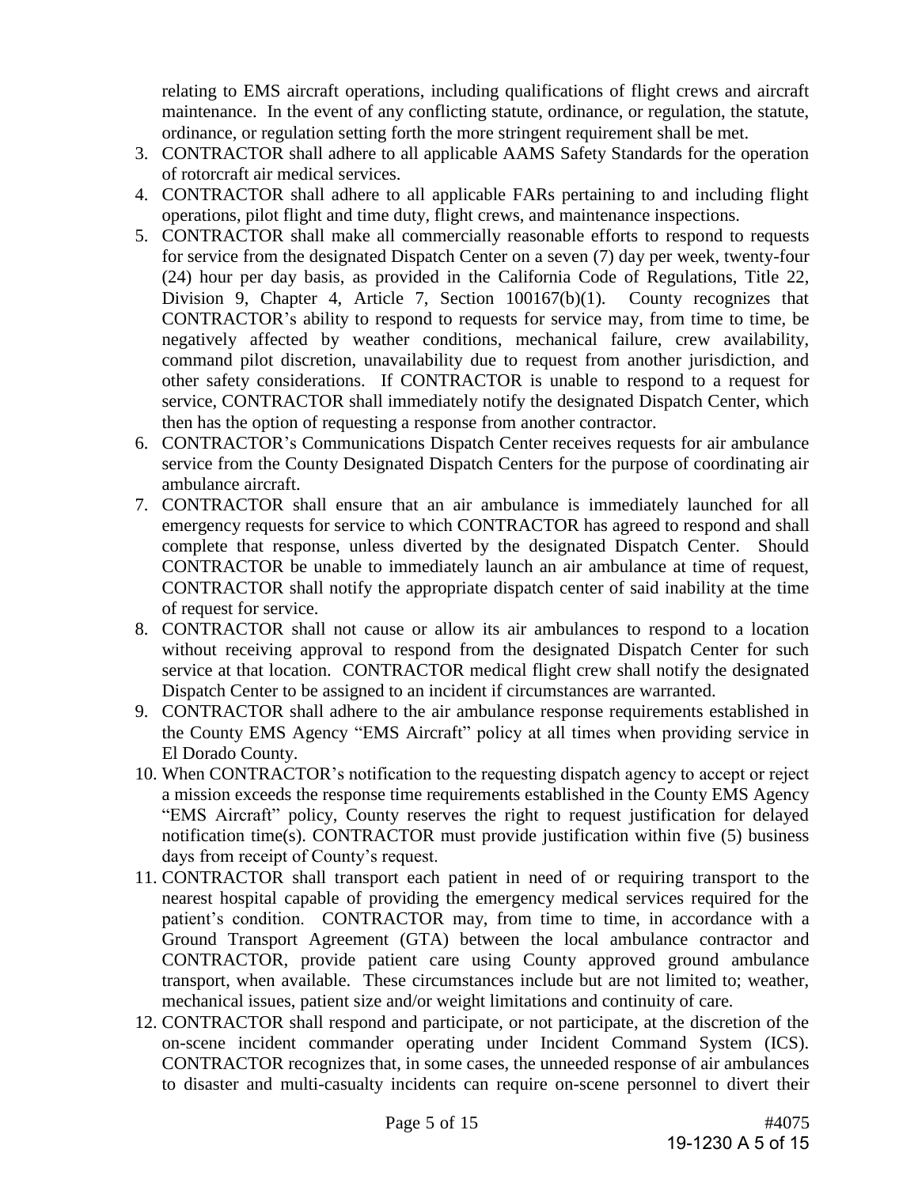relating to EMS aircraft operations, including qualifications of flight crews and aircraft maintenance. In the event of any conflicting statute, ordinance, or regulation, the statute, ordinance, or regulation setting forth the more stringent requirement shall be met.

3. CONTRACTOR shall adhere to all applicable AAMS Safety Standards for the operation of rotorcraft air medical services.
4. CONTRACTOR shall adhere to all applicable FARs pertaining to and including flight operations, pilot flight and time duty, flight crews, and maintenance inspections.
5. CONTRACTOR shall make all commercially reasonable efforts to respond to requests for service from the designated Dispatch Center on a seven (7) day per week, twenty-four (24) hour per day basis, as provided in the California Code of Regulations, Title 22, Division 9, Chapter 4, Article 7, Section 100167(b)(1). County recognizes that CONTRACTOR's ability to respond to requests for service may, from time to time, be negatively affected by weather conditions, mechanical failure, crew availability, command pilot discretion, unavailability due to request from another jurisdiction, and other safety considerations. If CONTRACTOR is unable to respond to a request for service, CONTRACTOR shall immediately notify the designated Dispatch Center, which then has the option of requesting a response from another contractor.
6. CONTRACTOR's Communications Dispatch Center receives requests for air ambulance service from the County Designated Dispatch Centers for the purpose of coordinating air ambulance aircraft.
7. CONTRACTOR shall ensure that an air ambulance is immediately launched for all emergency requests for service to which CONTRACTOR has agreed to respond and shall complete that response, unless diverted by the designated Dispatch Center. Should CONTRACTOR be unable to immediately launch an air ambulance at time of request, CONTRACTOR shall notify the appropriate dispatch center of said inability at the time of request for service.
8. CONTRACTOR shall not cause or allow its air ambulances to respond to a location without receiving approval to respond from the designated Dispatch Center for such service at that location. CONTRACTOR medical flight crew shall notify the designated Dispatch Center to be assigned to an incident if circumstances are warranted.
9. CONTRACTOR shall adhere to the air ambulance response requirements established in the County EMS Agency "EMS Aircraft" policy at all times when providing service in El Dorado County.
10. When CONTRACTOR's notification to the requesting dispatch agency to accept or reject a mission exceeds the response time requirements established in the County EMS Agency "EMS Aircraft" policy, County reserves the right to request justification for delayed notification time(s). CONTRACTOR must provide justification within five (5) business days from receipt of County's request.
11. CONTRACTOR shall transport each patient in need of or requiring transport to the nearest hospital capable of providing the emergency medical services required for the patient's condition. CONTRACTOR may, from time to time, in accordance with a Ground Transport Agreement (GTA) between the local ambulance contractor and CONTRACTOR, provide patient care using County approved ground ambulance transport, when available. These circumstances include but are not limited to; weather, mechanical issues, patient size and/or weight limitations and continuity of care.
12. CONTRACTOR shall respond and participate, or not participate, at the discretion of the on-scene incident commander operating under Incident Command System (ICS). CONTRACTOR recognizes that, in some cases, the unneeded response of air ambulances to disaster and multi-casualty incidents can require on-scene personnel to divert their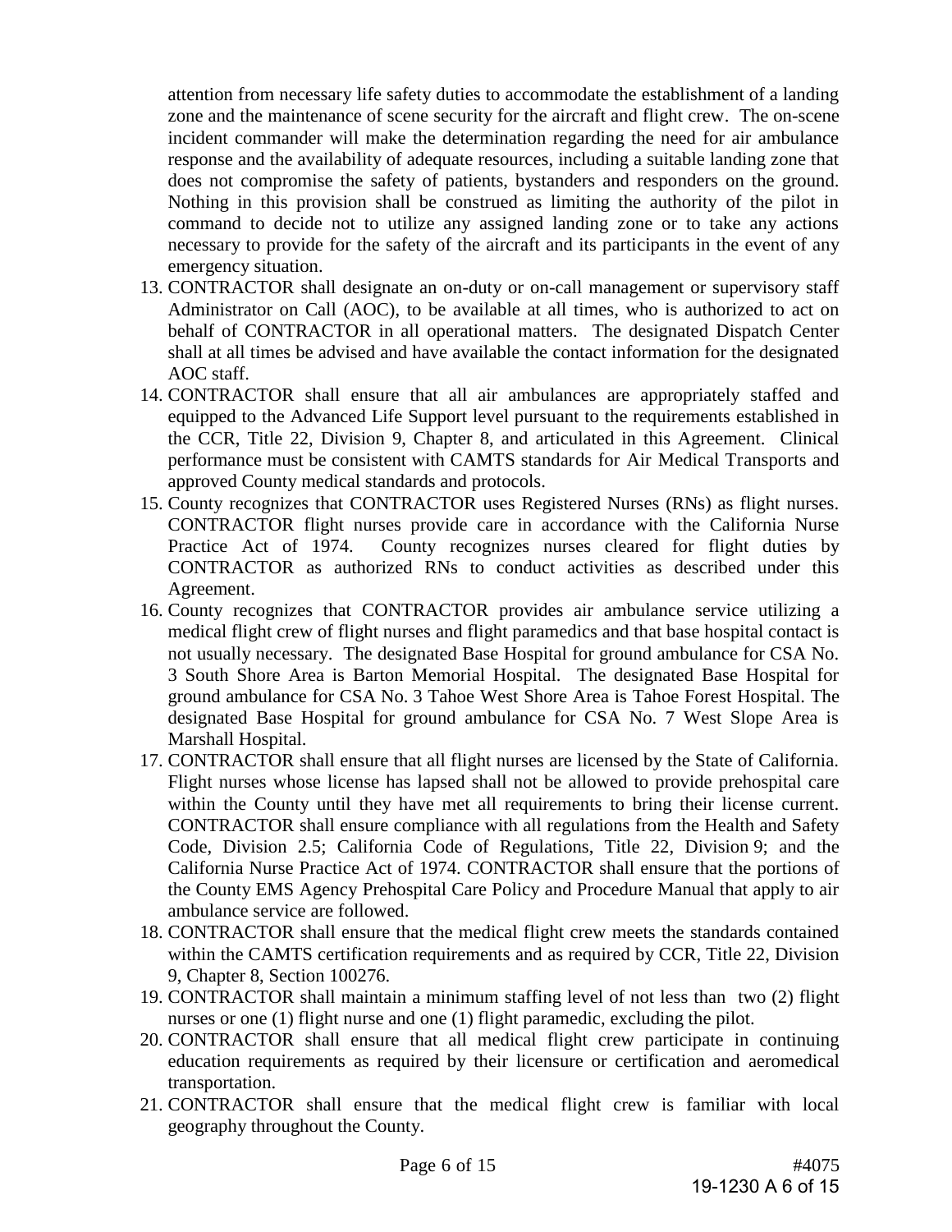attention from necessary life safety duties to accommodate the establishment of a landing zone and the maintenance of scene security for the aircraft and flight crew. The on-scene incident commander will make the determination regarding the need for air ambulance response and the availability of adequate resources, including a suitable landing zone that does not compromise the safety of patients, bystanders and responders on the ground. Nothing in this provision shall be construed as limiting the authority of the pilot in command to decide not to utilize any assigned landing zone or to take any actions necessary to provide for the safety of the aircraft and its participants in the event of any emergency situation.

13. CONTRACTOR shall designate an on-duty or on-call management or supervisory staff Administrator on Call (AOC), to be available at all times, who is authorized to act on behalf of CONTRACTOR in all operational matters. The designated Dispatch Center shall at all times be advised and have available the contact information for the designated AOC staff.
14. CONTRACTOR shall ensure that all air ambulances are appropriately staffed and equipped to the Advanced Life Support level pursuant to the requirements established in the CCR, Title 22, Division 9, Chapter 8, and articulated in this Agreement. Clinical performance must be consistent with CAMTS standards for Air Medical Transports and approved County medical standards and protocols.
15. County recognizes that CONTRACTOR uses Registered Nurses (RNs) as flight nurses. CONTRACTOR flight nurses provide care in accordance with the California Nurse Practice Act of 1974. County recognizes nurses cleared for flight duties by CONTRACTOR as authorized RNs to conduct activities as described under this Agreement.
16. County recognizes that CONTRACTOR provides air ambulance service utilizing a medical flight crew of flight nurses and flight paramedics and that base hospital contact is not usually necessary. The designated Base Hospital for ground ambulance for CSA No. 3 South Shore Area is Barton Memorial Hospital. The designated Base Hospital for ground ambulance for CSA No. 3 Tahoe West Shore Area is Tahoe Forest Hospital. The designated Base Hospital for ground ambulance for CSA No. 7 West Slope Area is Marshall Hospital.
17. CONTRACTOR shall ensure that all flight nurses are licensed by the State of California. Flight nurses whose license has lapsed shall not be allowed to provide prehospital care within the County until they have met all requirements to bring their license current. CONTRACTOR shall ensure compliance with all regulations from the Health and Safety Code, Division 2.5; California Code of Regulations, Title 22, Division 9; and the California Nurse Practice Act of 1974. CONTRACTOR shall ensure that the portions of the County EMS Agency Prehospital Care Policy and Procedure Manual that apply to air ambulance service are followed.
18. CONTRACTOR shall ensure that the medical flight crew meets the standards contained within the CAMTS certification requirements and as required by CCR, Title 22, Division 9, Chapter 8, Section 100276.
19. CONTRACTOR shall maintain a minimum staffing level of not less than two (2) flight nurses or one (1) flight nurse and one (1) flight paramedic, excluding the pilot.
20. CONTRACTOR shall ensure that all medical flight crew participate in continuing education requirements as required by their licensure or certification and aeromedical transportation.
21. CONTRACTOR shall ensure that the medical flight crew is familiar with local geography throughout the County.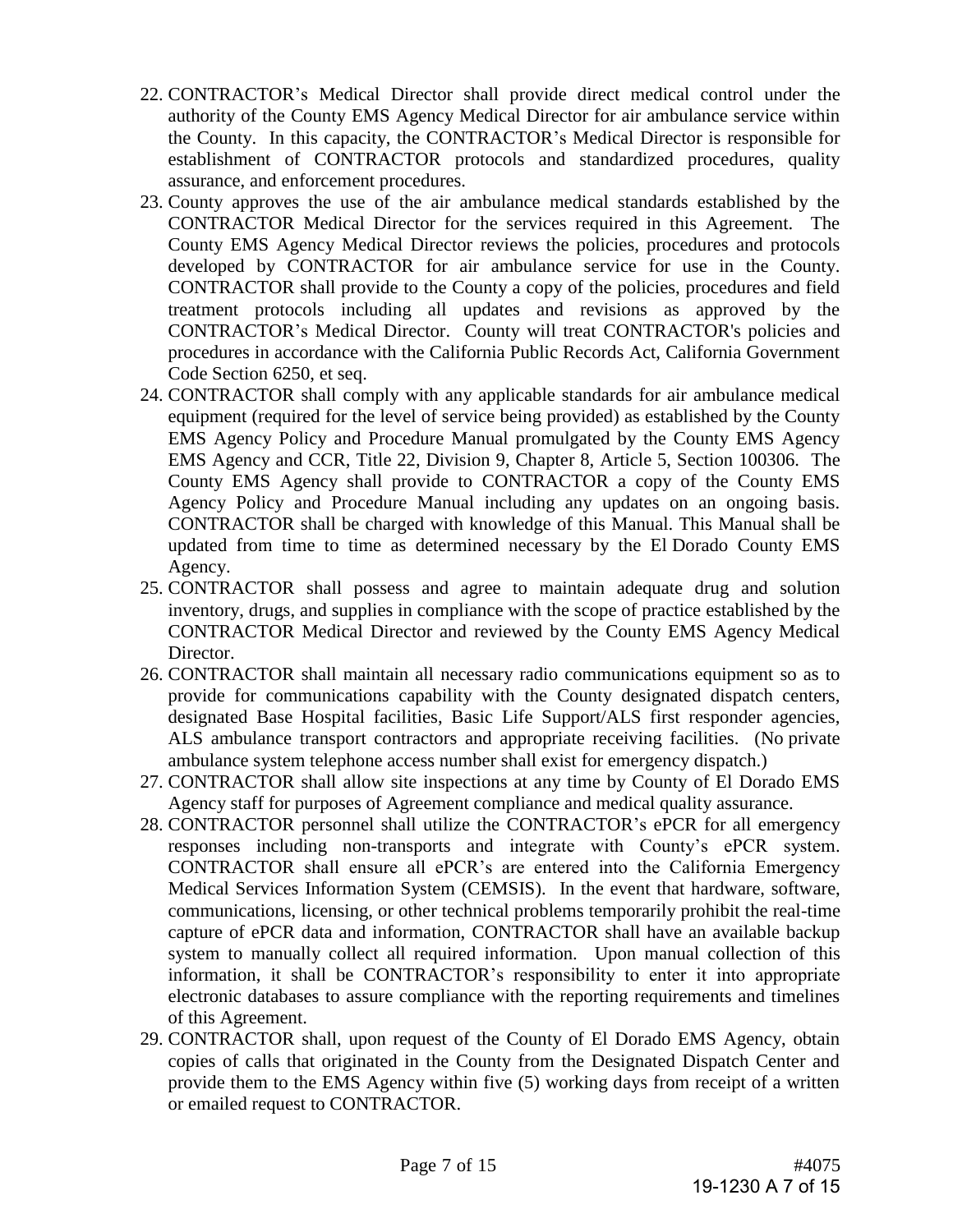22. CONTRACTOR's Medical Director shall provide direct medical control under the authority of the County EMS Agency Medical Director for air ambulance service within the County. In this capacity, the CONTRACTOR's Medical Director is responsible for establishment of CONTRACTOR protocols and standardized procedures, quality assurance, and enforcement procedures.
23. County approves the use of the air ambulance medical standards established by the CONTRACTOR Medical Director for the services required in this Agreement. The County EMS Agency Medical Director reviews the policies, procedures and protocols developed by CONTRACTOR for air ambulance service for use in the County. CONTRACTOR shall provide to the County a copy of the policies, procedures and field treatment protocols including all updates and revisions as approved by the CONTRACTOR's Medical Director. County will treat CONTRACTOR's policies and procedures in accordance with the California Public Records Act, California Government Code Section 6250, et seq.
24. CONTRACTOR shall comply with any applicable standards for air ambulance medical equipment (required for the level of service being provided) as established by the County EMS Agency Policy and Procedure Manual promulgated by the County EMS Agency EMS Agency and CCR, Title 22, Division 9, Chapter 8, Article 5, Section 100306. The County EMS Agency shall provide to CONTRACTOR a copy of the County EMS Agency Policy and Procedure Manual including any updates on an ongoing basis. CONTRACTOR shall be charged with knowledge of this Manual. This Manual shall be updated from time to time as determined necessary by the El Dorado County EMS Agency.
25. CONTRACTOR shall possess and agree to maintain adequate drug and solution inventory, drugs, and supplies in compliance with the scope of practice established by the CONTRACTOR Medical Director and reviewed by the County EMS Agency Medical Director.
26. CONTRACTOR shall maintain all necessary radio communications equipment so as to provide for communications capability with the County designated dispatch centers, designated Base Hospital facilities, Basic Life Support/ALS first responder agencies, ALS ambulance transport contractors and appropriate receiving facilities. (No private ambulance system telephone access number shall exist for emergency dispatch.)
27. CONTRACTOR shall allow site inspections at any time by County of El Dorado EMS Agency staff for purposes of Agreement compliance and medical quality assurance.
28. CONTRACTOR personnel shall utilize the CONTRACTOR's ePCR for all emergency responses including non-transports and integrate with County's ePCR system. CONTRACTOR shall ensure all ePCR's are entered into the California Emergency Medical Services Information System (CEMSIS). In the event that hardware, software, communications, licensing, or other technical problems temporarily prohibit the real-time capture of ePCR data and information, CONTRACTOR shall have an available backup system to manually collect all required information. Upon manual collection of this information, it shall be CONTRACTOR's responsibility to enter it into appropriate electronic databases to assure compliance with the reporting requirements and timelines of this Agreement.
29. CONTRACTOR shall, upon request of the County of El Dorado EMS Agency, obtain copies of calls that originated in the County from the Designated Dispatch Center and provide them to the EMS Agency within five (5) working days from receipt of a written or emailed request to CONTRACTOR.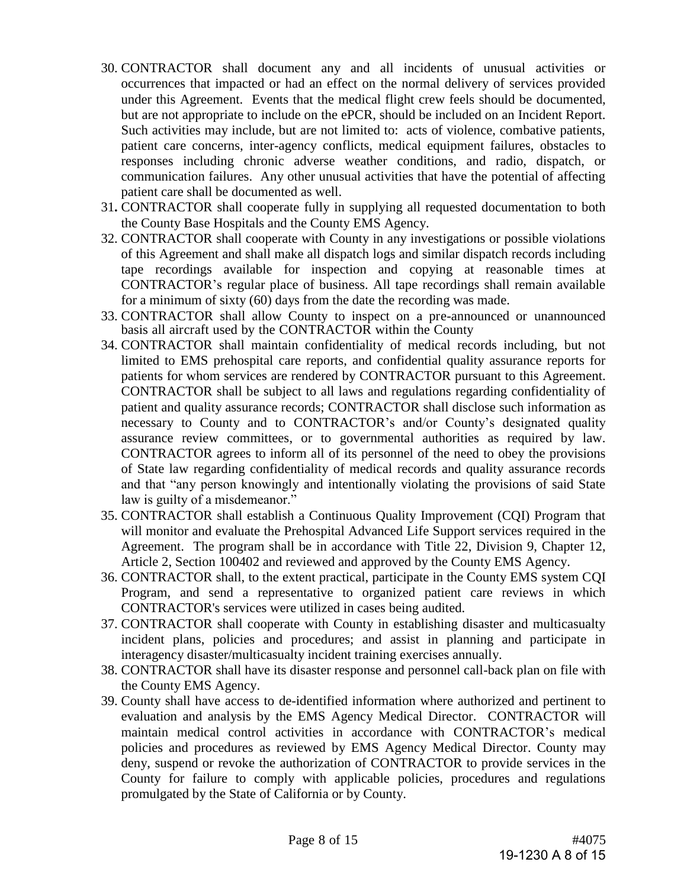30. CONTRACTOR shall document any and all incidents of unusual activities or occurrences that impacted or had an effect on the normal delivery of services provided under this Agreement. Events that the medical flight crew feels should be documented, but are not appropriate to include on the ePCR, should be included on an Incident Report. Such activities may include, but are not limited to: acts of violence, combative patients, patient care concerns, inter-agency conflicts, medical equipment failures, obstacles to responses including chronic adverse weather conditions, and radio, dispatch, or communication failures. Any other unusual activities that have the potential of affecting patient care shall be documented as well.
31. CONTRACTOR shall cooperate fully in supplying all requested documentation to both the County Base Hospitals and the County EMS Agency.
32. CONTRACTOR shall cooperate with County in any investigations or possible violations of this Agreement and shall make all dispatch logs and similar dispatch records including tape recordings available for inspection and copying at reasonable times at CONTRACTOR's regular place of business. All tape recordings shall remain available for a minimum of sixty (60) days from the date the recording was made.
33. CONTRACTOR shall allow County to inspect on a pre-announced or unannounced basis all aircraft used by the CONTRACTOR within the County
34. CONTRACTOR shall maintain confidentiality of medical records including, but not limited to EMS prehospital care reports, and confidential quality assurance reports for patients for whom services are rendered by CONTRACTOR pursuant to this Agreement. CONTRACTOR shall be subject to all laws and regulations regarding confidentiality of patient and quality assurance records; CONTRACTOR shall disclose such information as necessary to County and to CONTRACTOR's and/or County's designated quality assurance review committees, or to governmental authorities as required by law. CONTRACTOR agrees to inform all of its personnel of the need to obey the provisions of State law regarding confidentiality of medical records and quality assurance records and that "any person knowingly and intentionally violating the provisions of said State law is guilty of a misdemeanor."
35. CONTRACTOR shall establish a Continuous Quality Improvement (CQI) Program that will monitor and evaluate the Prehospital Advanced Life Support services required in the Agreement. The program shall be in accordance with Title 22, Division 9, Chapter 12, Article 2, Section 100402 and reviewed and approved by the County EMS Agency.
36. CONTRACTOR shall, to the extent practical, participate in the County EMS system CQI Program, and send a representative to organized patient care reviews in which CONTRACTOR's services were utilized in cases being audited.
37. CONTRACTOR shall cooperate with County in establishing disaster and multicasualty incident plans, policies and procedures; and assist in planning and participate in interagency disaster/multicasualty incident training exercises annually.
38. CONTRACTOR shall have its disaster response and personnel call-back plan on file with the County EMS Agency.
39. County shall have access to de-identified information where authorized and pertinent to evaluation and analysis by the EMS Agency Medical Director. CONTRACTOR will maintain medical control activities in accordance with CONTRACTOR's medical policies and procedures as reviewed by EMS Agency Medical Director. County may deny, suspend or revoke the authorization of CONTRACTOR to provide services in the County for failure to comply with applicable policies, procedures and regulations promulgated by the State of California or by County.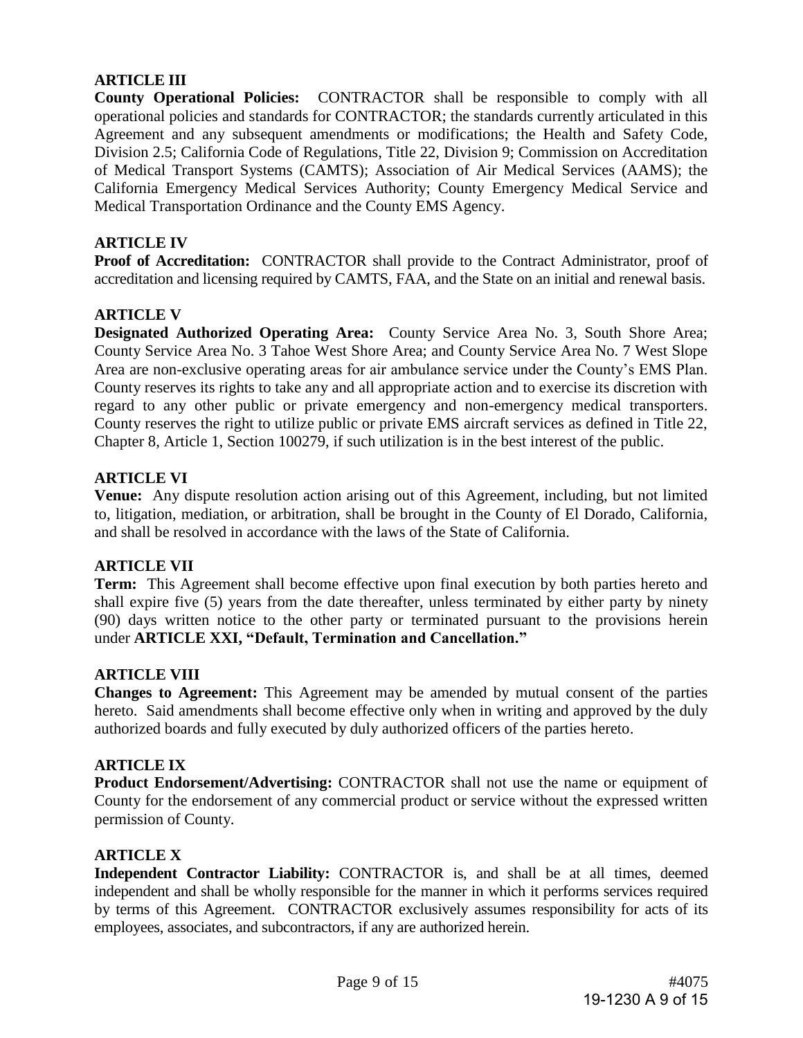**ARTICLE III**

**County Operational Policies:** CONTRACTOR shall be responsible to comply with all operational policies and standards for CONTRACTOR; the standards currently articulated in this Agreement and any subsequent amendments or modifications; the Health and Safety Code, Division 2.5; California Code of Regulations, Title 22, Division 9; Commission on Accreditation of Medical Transport Systems (CAMTS); Association of Air Medical Services (AAMS); the California Emergency Medical Services Authority; County Emergency Medical Service and Medical Transportation Ordinance and the County EMS Agency.

**ARTICLE IV**

**Proof of Accreditation:** CONTRACTOR shall provide to the Contract Administrator, proof of accreditation and licensing required by CAMTS, FAA, and the State on an initial and renewal basis.

**ARTICLE V**

**Designated Authorized Operating Area:** County Service Area No. 3, South Shore Area; County Service Area No. 3 Tahoe West Shore Area; and County Service Area No. 7 West Slope Area are non-exclusive operating areas for air ambulance service under the County's EMS Plan. County reserves its rights to take any and all appropriate action and to exercise its discretion with regard to any other public or private emergency and non-emergency medical transporters. County reserves the right to utilize public or private EMS aircraft services as defined in Title 22, Chapter 8, Article 1, Section 100279, if such utilization is in the best interest of the public.

**ARTICLE VI**

**Venue:** Any dispute resolution action arising out of this Agreement, including, but not limited to, litigation, mediation, or arbitration, shall be brought in the County of El Dorado, California, and shall be resolved in accordance with the laws of the State of California.

**ARTICLE VII**

**Term:** This Agreement shall become effective upon final execution by both parties hereto and shall expire five (5) years from the date thereafter, unless terminated by either party by ninety (90) days written notice to the other party or terminated pursuant to the provisions herein under **ARTICLE XXI, "Default, Termination and Cancellation."**

**ARTICLE VIII**

**Changes to Agreement:** This Agreement may be amended by mutual consent of the parties hereto. Said amendments shall become effective only when in writing and approved by the duly authorized boards and fully executed by duly authorized officers of the parties hereto.

**ARTICLE IX**

**Product Endorsement/Advertising:** CONTRACTOR shall not use the name or equipment of County for the endorsement of any commercial product or service without the expressed written permission of County.

**ARTICLE X**

**Independent Contractor Liability:** CONTRACTOR is, and shall be at all times, deemed independent and shall be wholly responsible for the manner in which it performs services required by terms of this Agreement. CONTRACTOR exclusively assumes responsibility for acts of its employees, associates, and subcontractors, if any are authorized herein.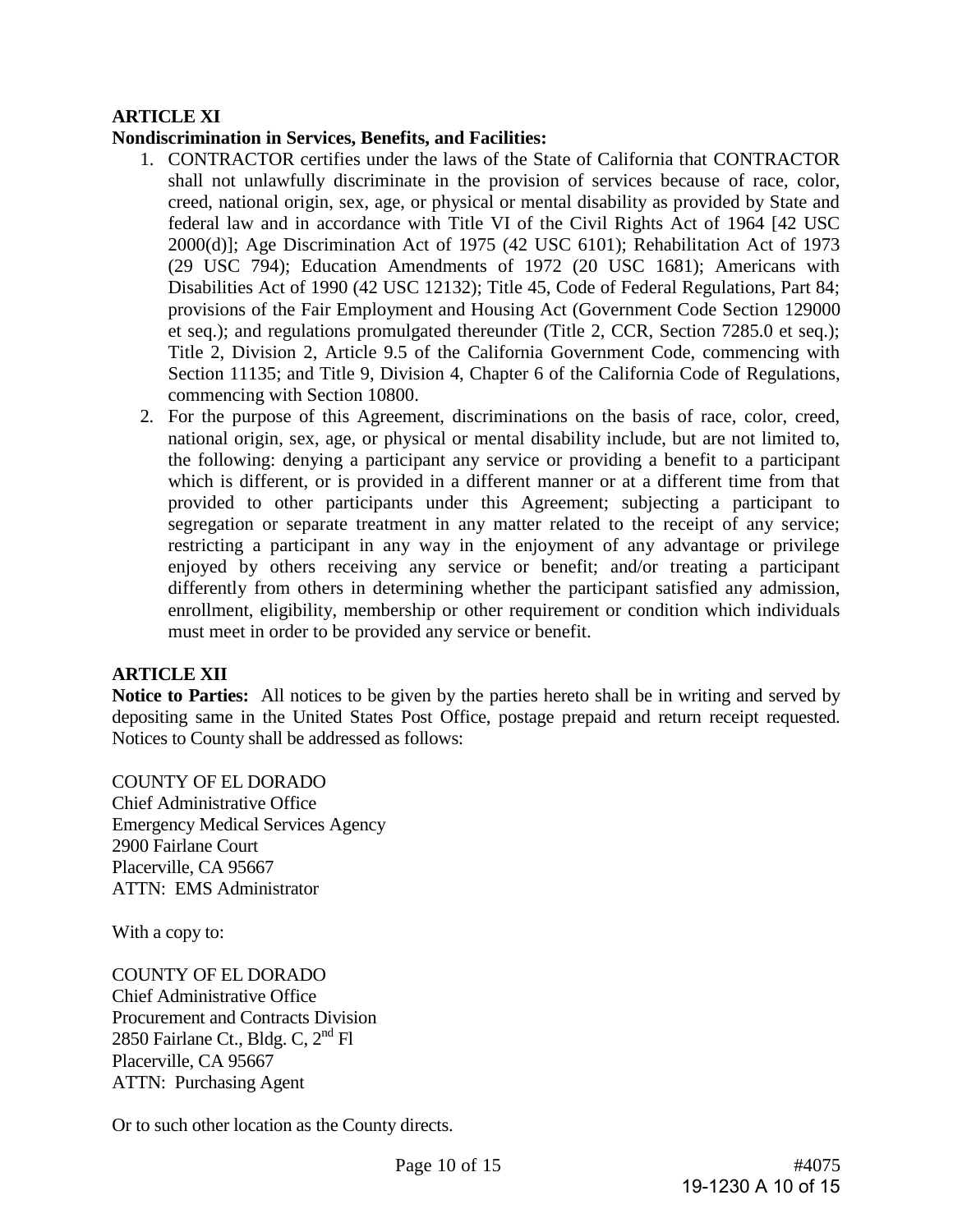**ARTICLE XI**

**Nondiscrimination in Services, Benefits, and Facilities:**

1. CONTRACTOR certifies under the laws of the State of California that CONTRACTOR shall not unlawfully discriminate in the provision of services because of race, color, creed, national origin, sex, age, or physical or mental disability as provided by State and federal law and in accordance with Title VI of the Civil Rights Act of 1964 [42 USC 2000(d)]; Age Discrimination Act of 1975 (42 USC 6101); Rehabilitation Act of 1973 (29 USC 794); Education Amendments of 1972 (20 USC 1681); Americans with Disabilities Act of 1990 (42 USC 12132); Title 45, Code of Federal Regulations, Part 84; provisions of the Fair Employment and Housing Act (Government Code Section 129000 et seq.); and regulations promulgated thereunder (Title 2, CCR, Section 7285.0 et seq.); Title 2, Division 2, Article 9.5 of the California Government Code, commencing with Section 11135; and Title 9, Division 4, Chapter 6 of the California Code of Regulations, commencing with Section 10800.
2. For the purpose of this Agreement, discriminations on the basis of race, color, creed, national origin, sex, age, or physical or mental disability include, but are not limited to, the following: denying a participant any service or providing a benefit to a participant which is different, or is provided in a different manner or at a different time from that provided to other participants under this Agreement; subjecting a participant to segregation or separate treatment in any matter related to the receipt of any service; restricting a participant in any way in the enjoyment of any advantage or privilege enjoyed by others receiving any service or benefit; and/or treating a participant differently from others in determining whether the participant satisfied any admission, enrollment, eligibility, membership or other requirement or condition which individuals must meet in order to be provided any service or benefit.

**ARTICLE XII**

**Notice to Parties:** All notices to be given by the parties hereto shall be in writing and served by depositing same in the United States Post Office, postage prepaid and return receipt requested. Notices to County shall be addressed as follows:

COUNTY OF EL DORADO
Chief Administrative Office
Emergency Medical Services Agency
2900 Fairlane Court
Placerville, CA 95667
ATTN: EMS Administrator

With a copy to:

COUNTY OF EL DORADO
Chief Administrative Office
Procurement and Contracts Division
2850 Fairlane Ct., Bldg. C, 2nd Fl
Placerville, CA 95667
ATTN: Purchasing Agent

Or to such other location as the County directs.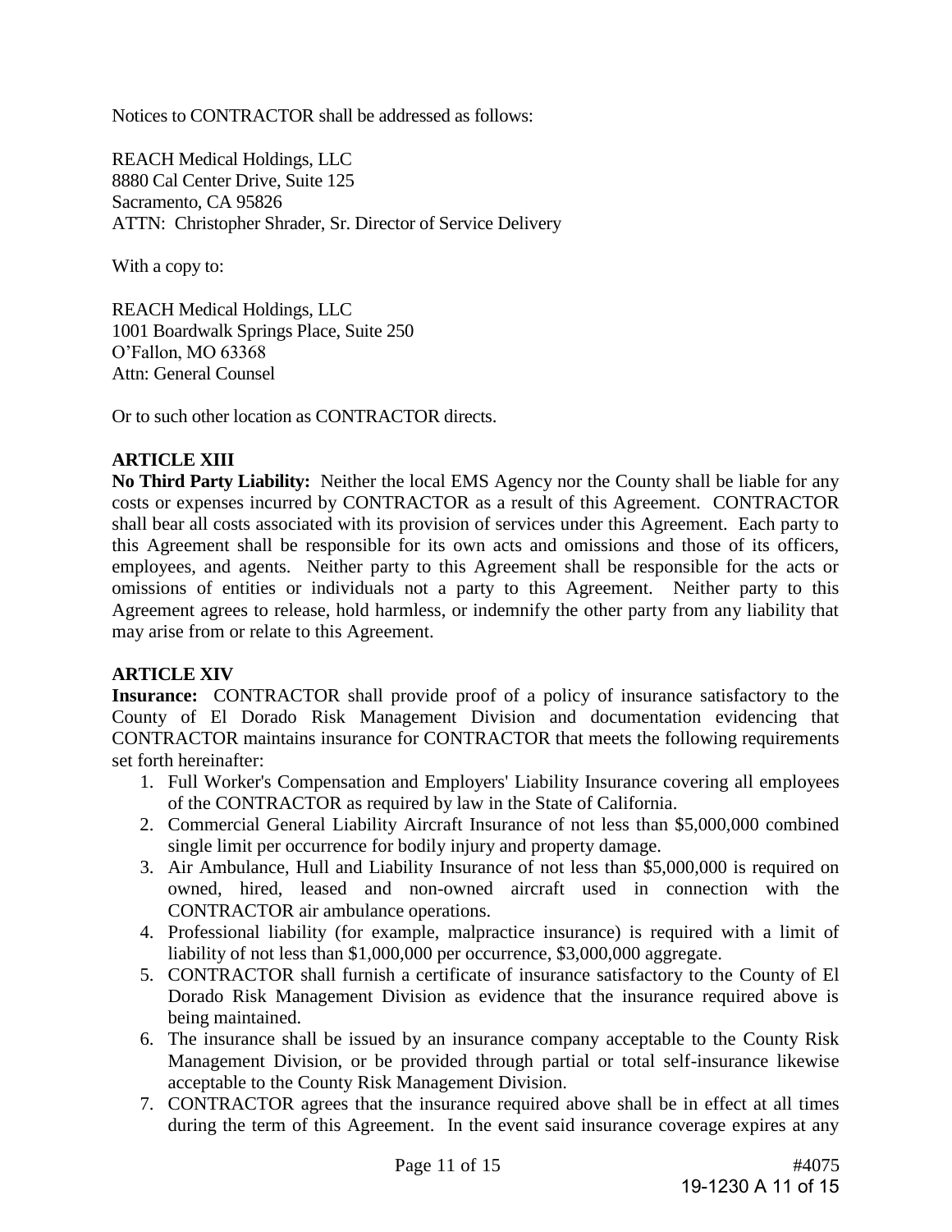Notices to CONTRACTOR shall be addressed as follows:

REACH Medical Holdings, LLC
8880 Cal Center Drive, Suite 125
Sacramento, CA 95826
ATTN: Christopher Shrader, Sr. Director of Service Delivery

With a copy to:

REACH Medical Holdings, LLC
1001 Boardwalk Springs Place, Suite 250
O'Fallon, MO 63368
Attn: General Counsel

Or to such other location as CONTRACTOR directs.

**ARTICLE XIII**

**No Third Party Liability:** Neither the local EMS Agency nor the County shall be liable for any costs or expenses incurred by CONTRACTOR as a result of this Agreement. CONTRACTOR shall bear all costs associated with its provision of services under this Agreement. Each party to this Agreement shall be responsible for its own acts and omissions and those of its officers, employees, and agents. Neither party to this Agreement shall be responsible for the acts or omissions of entities or individuals not a party to this Agreement. Neither party to this Agreement agrees to release, hold harmless, or indemnify the other party from any liability that may arise from or relate to this Agreement.

**ARTICLE XIV**

**Insurance:** CONTRACTOR shall provide proof of a policy of insurance satisfactory to the County of El Dorado Risk Management Division and documentation evidencing that CONTRACTOR maintains insurance for CONTRACTOR that meets the following requirements set forth hereinafter:

1. Full Worker's Compensation and Employers' Liability Insurance covering all employees of the CONTRACTOR as required by law in the State of California.
2. Commercial General Liability Aircraft Insurance of not less than $5,000,000 combined single limit per occurrence for bodily injury and property damage.
3. Air Ambulance, Hull and Liability Insurance of not less than $5,000,000 is required on owned, hired, leased and non-owned aircraft used in connection with the CONTRACTOR air ambulance operations.
4. Professional liability (for example, malpractice insurance) is required with a limit of liability of not less than $1,000,000 per occurrence, $3,000,000 aggregate.
5. CONTRACTOR shall furnish a certificate of insurance satisfactory to the County of El Dorado Risk Management Division as evidence that the insurance required above is being maintained.
6. The insurance shall be issued by an insurance company acceptable to the County Risk Management Division, or be provided through partial or total self-insurance likewise acceptable to the County Risk Management Division.
7. CONTRACTOR agrees that the insurance required above shall be in effect at all times during the term of this Agreement. In the event said insurance coverage expires at any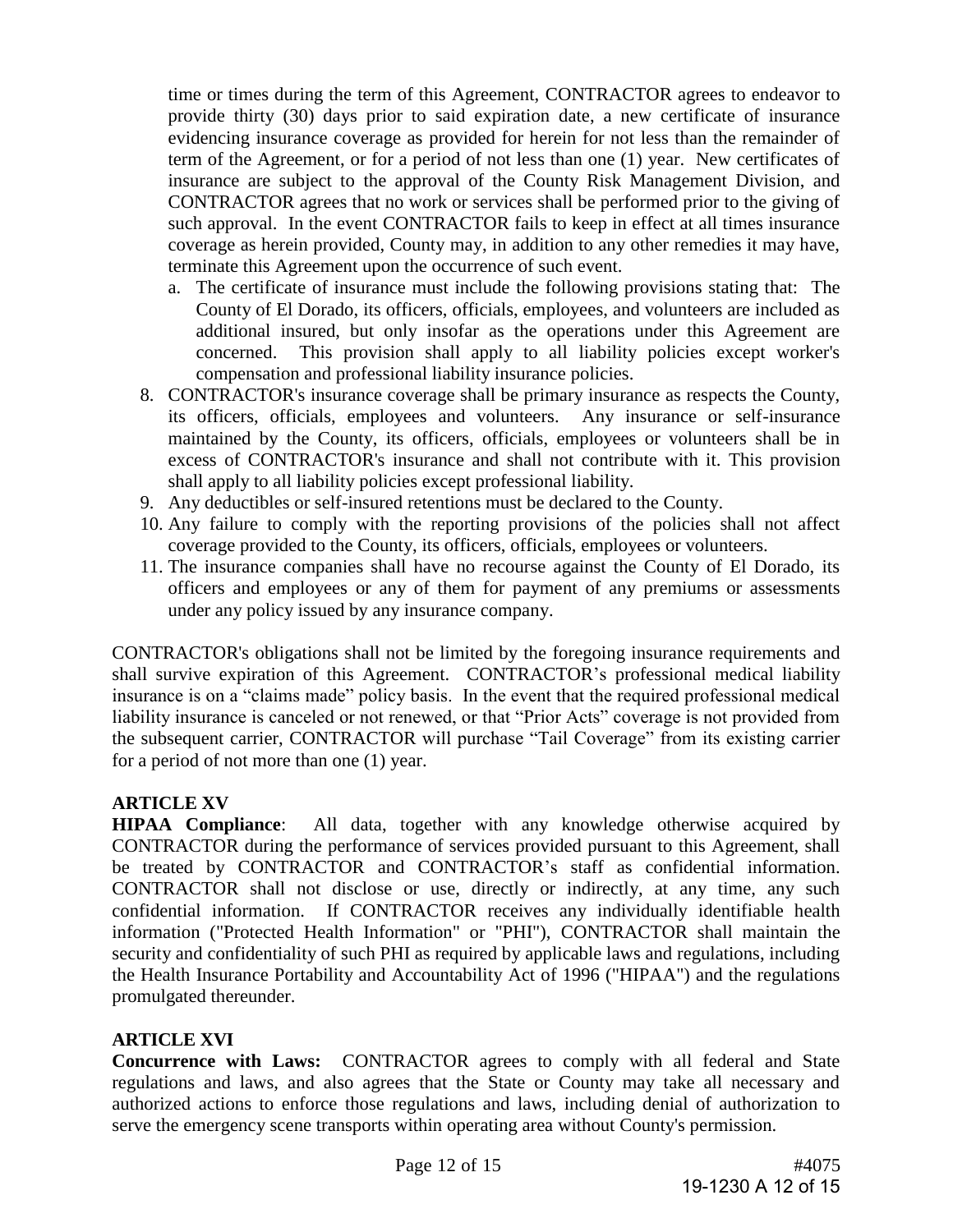time or times during the term of this Agreement, CONTRACTOR agrees to endeavor to provide thirty (30) days prior to said expiration date, a new certificate of insurance evidencing insurance coverage as provided for herein for not less than the remainder of term of the Agreement, or for a period of not less than one (1) year. New certificates of insurance are subject to the approval of the County Risk Management Division, and CONTRACTOR agrees that no work or services shall be performed prior to the giving of such approval. In the event CONTRACTOR fails to keep in effect at all times insurance coverage as herein provided, County may, in addition to any other remedies it may have, terminate this Agreement upon the occurrence of such event.

   a. The certificate of insurance must include the following provisions stating that: The County of El Dorado, its officers, officials, employees, and volunteers are included as additional insured, but only insofar as the operations under this Agreement are concerned. This provision shall apply to all liability policies except worker's compensation and professional liability insurance policies.

8. CONTRACTOR's insurance coverage shall be primary insurance as respects the County, its officers, officials, employees and volunteers. Any insurance or self-insurance maintained by the County, its officers, officials, employees or volunteers shall be in excess of CONTRACTOR's insurance and shall not contribute with it. This provision shall apply to all liability policies except professional liability.
9. Any deductibles or self-insured retentions must be declared to the County.
10. Any failure to comply with the reporting provisions of the policies shall not affect coverage provided to the County, its officers, officials, employees or volunteers.
11. The insurance companies shall have no recourse against the County of El Dorado, its officers and employees or any of them for payment of any premiums or assessments under any policy issued by any insurance company.

CONTRACTOR's obligations shall not be limited by the foregoing insurance requirements and shall survive expiration of this Agreement. CONTRACTOR's professional medical liability insurance is on a "claims made" policy basis. In the event that the required professional medical liability insurance is canceled or not renewed, or that "Prior Acts" coverage is not provided from the subsequent carrier, CONTRACTOR will purchase "Tail Coverage" from its existing carrier for a period of not more than one (1) year.

## ARTICLE XV

**HIPAA Compliance**: All data, together with any knowledge otherwise acquired by CONTRACTOR during the performance of services provided pursuant to this Agreement, shall be treated by CONTRACTOR and CONTRACTOR's staff as confidential information. CONTRACTOR shall not disclose or use, directly or indirectly, at any time, any such confidential information. If CONTRACTOR receives any individually identifiable health information ("Protected Health Information" or "PHI"), CONTRACTOR shall maintain the security and confidentiality of such PHI as required by applicable laws and regulations, including the Health Insurance Portability and Accountability Act of 1996 ("HIPAA") and the regulations promulgated thereunder.

## ARTICLE XVI

**Concurrence with Laws:** CONTRACTOR agrees to comply with all federal and State regulations and laws, and also agrees that the State or County may take all necessary and authorized actions to enforce those regulations and laws, including denial of authorization to serve the emergency scene transports within operating area without County's permission.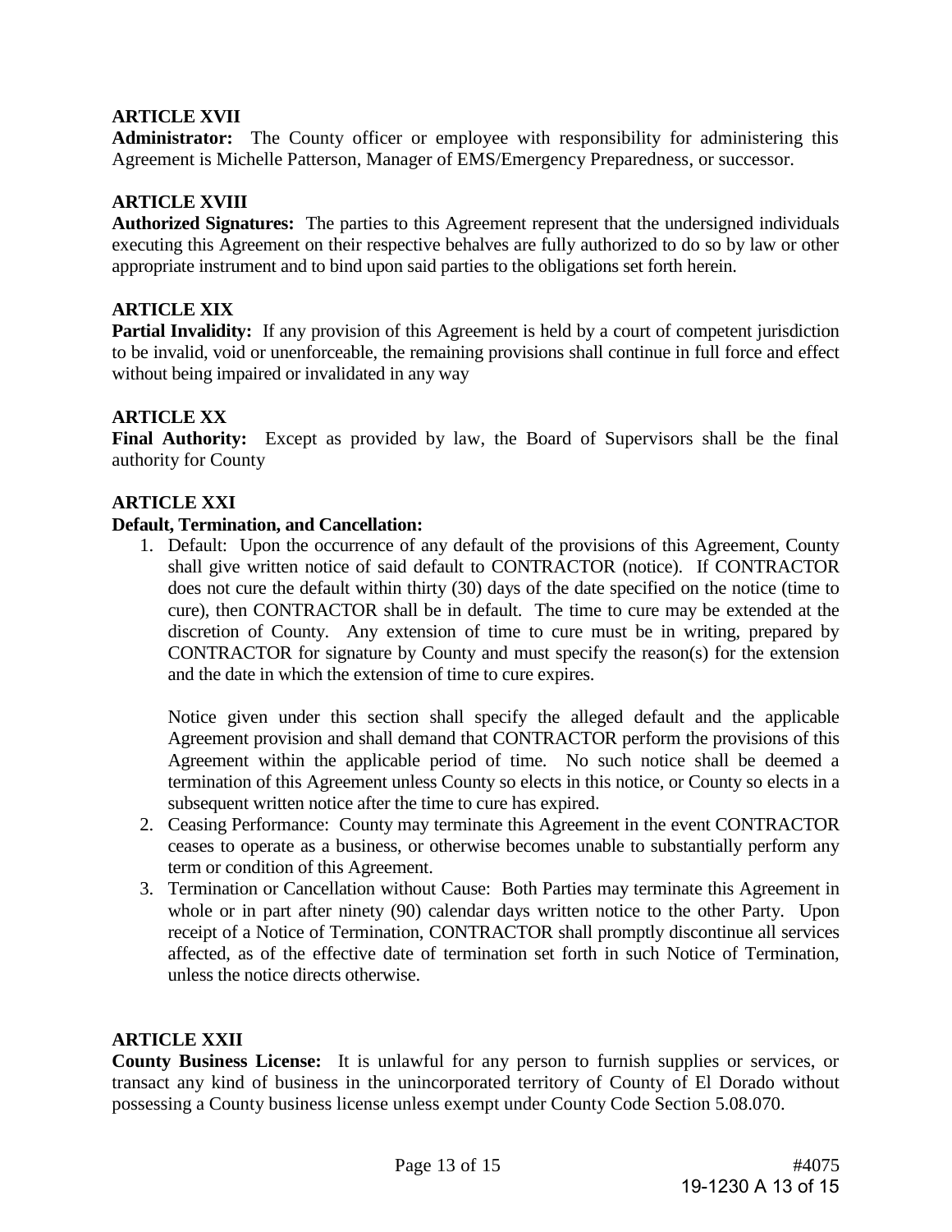**ARTICLE XVII**

**Administrator:** The County officer or employee with responsibility for administering this Agreement is Michelle Patterson, Manager of EMS/Emergency Preparedness, or successor.

**ARTICLE XVIII**

**Authorized Signatures:** The parties to this Agreement represent that the undersigned individuals executing this Agreement on their respective behalves are fully authorized to do so by law or other appropriate instrument and to bind upon said parties to the obligations set forth herein.

**ARTICLE XIX**

**Partial Invalidity:** If any provision of this Agreement is held by a court of competent jurisdiction to be invalid, void or unenforceable, the remaining provisions shall continue in full force and effect without being impaired or invalidated in any way

**ARTICLE XX**

**Final Authority:** Except as provided by law, the Board of Supervisors shall be the final authority for County

**ARTICLE XXI**

**Default, Termination, and Cancellation:**

1. Default: Upon the occurrence of any default of the provisions of this Agreement, County shall give written notice of said default to CONTRACTOR (notice). If CONTRACTOR does not cure the default within thirty (30) days of the date specified on the notice (time to cure), then CONTRACTOR shall be in default. The time to cure may be extended at the discretion of County. Any extension of time to cure must be in writing, prepared by CONTRACTOR for signature by County and must specify the reason(s) for the extension and the date in which the extension of time to cure expires.

   Notice given under this section shall specify the alleged default and the applicable Agreement provision and shall demand that CONTRACTOR perform the provisions of this Agreement within the applicable period of time. No such notice shall be deemed a termination of this Agreement unless County so elects in this notice, or County so elects in a subsequent written notice after the time to cure has expired.
2. Ceasing Performance: County may terminate this Agreement in the event CONTRACTOR ceases to operate as a business, or otherwise becomes unable to substantially perform any term or condition of this Agreement.
3. Termination or Cancellation without Cause: Both Parties may terminate this Agreement in whole or in part after ninety (90) calendar days written notice to the other Party. Upon receipt of a Notice of Termination, CONTRACTOR shall promptly discontinue all services affected, as of the effective date of termination set forth in such Notice of Termination, unless the notice directs otherwise.

**ARTICLE XXII**

**County Business License:** It is unlawful for any person to furnish supplies or services, or transact any kind of business in the unincorporated territory of County of El Dorado without possessing a County business license unless exempt under County Code Section 5.08.070.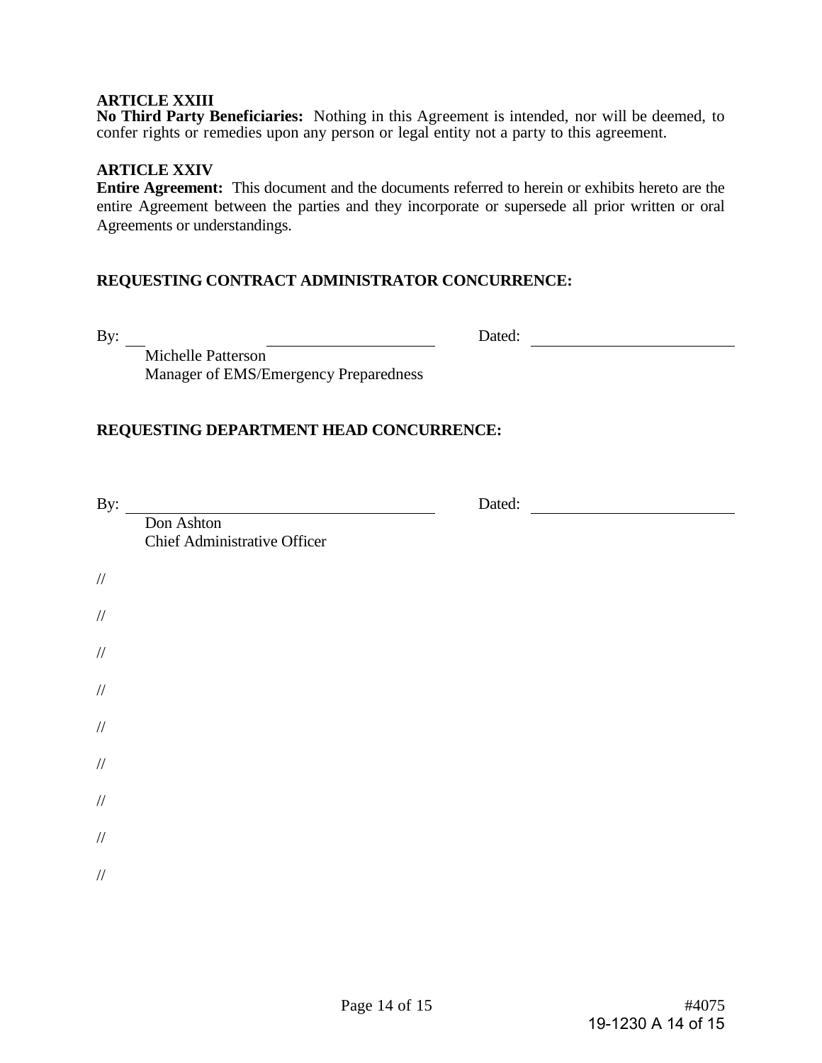**ARTICLE XXIII**
**No Third Party Beneficiaries:** Nothing in this Agreement is intended, nor will be deemed, to confer rights or remedies upon any person or legal entity not a party to this agreement.

**ARTICLE XXIV**
**Entire Agreement:** This document and the documents referred to herein or exhibits hereto are the entire Agreement between the parties and they incorporate or supersede all prior written or oral Agreements or understandings.

**REQUESTING CONTRACT ADMINISTRATOR CONCURRENCE:**

By: ______________________________ Dated: ____________________
Michelle Patterson
Manager of EMS/Emergency Preparedness

**REQUESTING DEPARTMENT HEAD CONCURRENCE:**

By: ______________________________ Dated: ____________________
Don Ashton
Chief Administrative Officer

//

//

//

//

//

//

//

//

//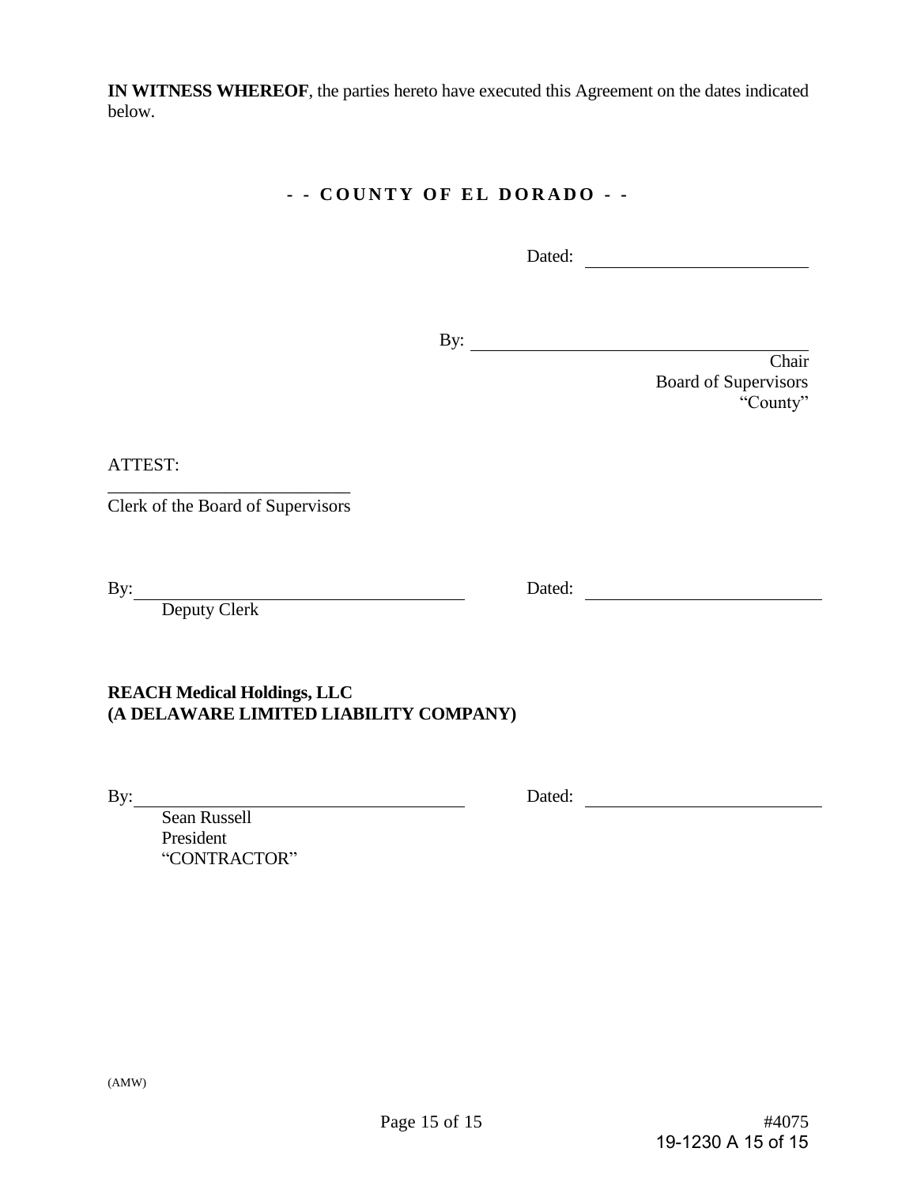**IN WITNESS WHEREOF**, the parties hereto have executed this Agreement on the dates indicated below.

**- - COUNTY OF EL DORADO - -**

Dated: \_\_\_\_\_\_\_\_\_\_\_\_\_\_\_\_\_\_\_\_\_\_\_\_

By: \_\_\_\_\_\_\_\_\_\_\_\_\_\_\_\_\_\_\_\_\_\_\_\_\_\_\_\_\_\_\_\_\_\_\_\_\_\_

Chair
Board of Supervisors
"County"

ATTEST:

\_\_\_\_\_\_\_\_\_\_\_\_\_\_\_\_\_\_\_\_\_\_\_\_\_\_\_\_
Clerk of the Board of Supervisors

By: \_\_\_\_\_\_\_\_\_\_\_\_\_\_\_\_\_\_\_\_\_\_\_\_\_\_\_\_\_\_\_\_\_\_\_\_\_\_ Dated: \_\_\_\_\_\_\_\_\_\_\_\_\_\_\_\_\_\_\_\_\_\_\_\_\_\_
Deputy Clerk

**REACH Medical Holdings, LLC**
**(A DELAWARE LIMITED LIABILITY COMPANY)**

By: \_\_\_\_\_\_\_\_\_\_\_\_\_\_\_\_\_\_\_\_\_\_\_\_\_\_\_\_\_\_\_\_\_\_\_\_\_\_ Dated: \_\_\_\_\_\_\_\_\_\_\_\_\_\_\_\_\_\_\_\_\_\_\_\_\_\_
Sean Russell
President
"CONTRACTOR"

(AMW)

#4075